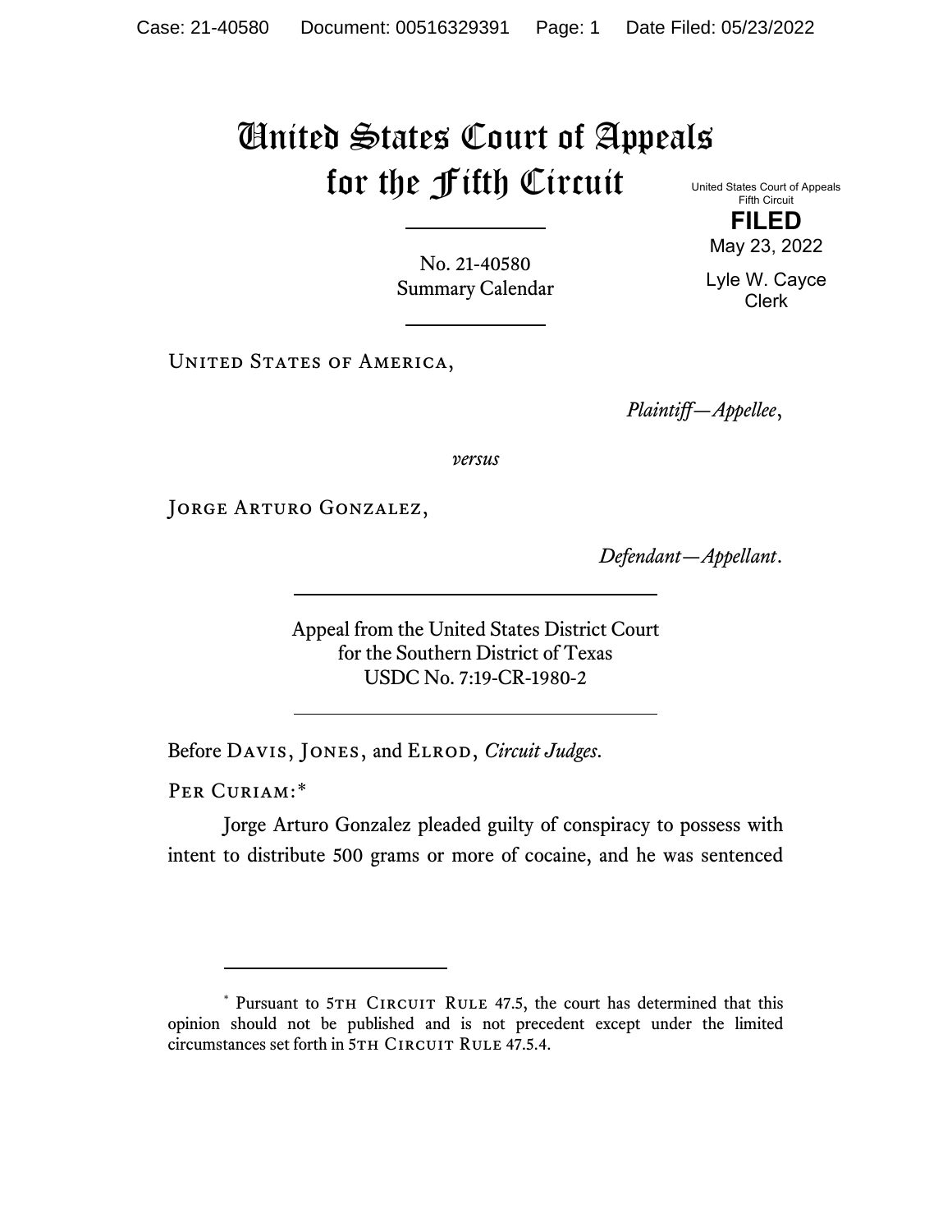# United States Court of Appeals for the Fifth Circuit

United States Court of Appeals
Fifth Circuit

**FILED**

May 23, 2022

Lyle W. Cayce
Clerk

No. 21-40580
Summary Calendar

---

United States of America,

*Plaintiff—Appellee*,

*versus*

Jorge Arturo Gonzalez,

*Defendant—Appellant*.

---

Appeal from the United States District Court
for the Southern District of Texas
USDC No. 7:19-CR-1980-2

---

Before Davis, Jones, and Elrod, *Circuit Judges*.

Per Curiam:*

Jorge Arturo Gonzalez pleaded guilty of conspiracy to possess with intent to distribute 500 grams or more of cocaine, and he was sentenced

---

\* Pursuant to 5th Circuit Rule 47.5, the court has determined that this opinion should not be published and is not precedent except under the limited circumstances set forth in 5th Circuit Rule 47.5.4.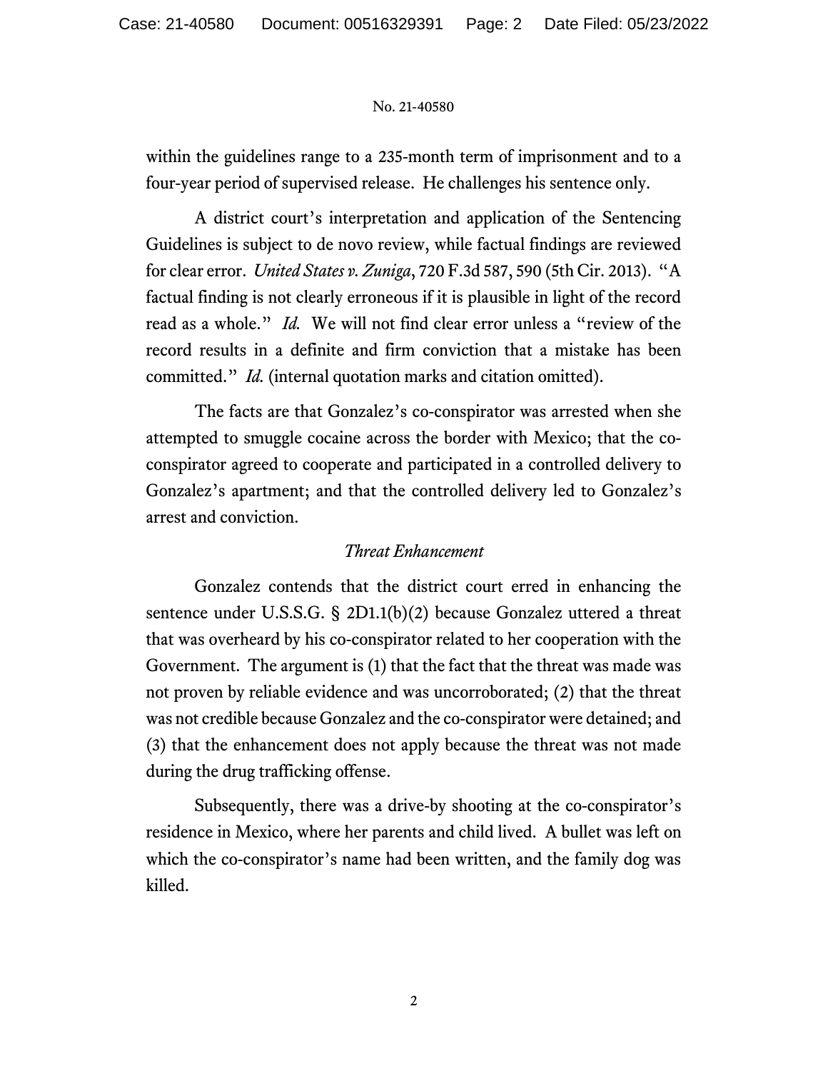within the guidelines range to a 235-month term of imprisonment and to a four-year period of supervised release. He challenges his sentence only.

A district court's interpretation and application of the Sentencing Guidelines is subject to de novo review, while factual findings are reviewed for clear error. *United States v. Zuniga*, 720 F.3d 587, 590 (5th Cir. 2013). "A factual finding is not clearly erroneous if it is plausible in light of the record read as a whole." *Id.* We will not find clear error unless a "review of the record results in a definite and firm conviction that a mistake has been committed." *Id.* (internal quotation marks and citation omitted).

The facts are that Gonzalez's co-conspirator was arrested when she attempted to smuggle cocaine across the border with Mexico; that the co-conspirator agreed to cooperate and participated in a controlled delivery to Gonzalez's apartment; and that the controlled delivery led to Gonzalez's arrest and conviction.

*Threat Enhancement*

Gonzalez contends that the district court erred in enhancing the sentence under U.S.S.G. § 2D1.1(b)(2) because Gonzalez uttered a threat that was overheard by his co-conspirator related to her cooperation with the Government. The argument is (1) that the fact that the threat was made was not proven by reliable evidence and was uncorroborated; (2) that the threat was not credible because Gonzalez and the co-conspirator were detained; and (3) that the enhancement does not apply because the threat was not made during the drug trafficking offense.

Subsequently, there was a drive-by shooting at the co-conspirator's residence in Mexico, where her parents and child lived. A bullet was left on which the co-conspirator's name had been written, and the family dog was killed.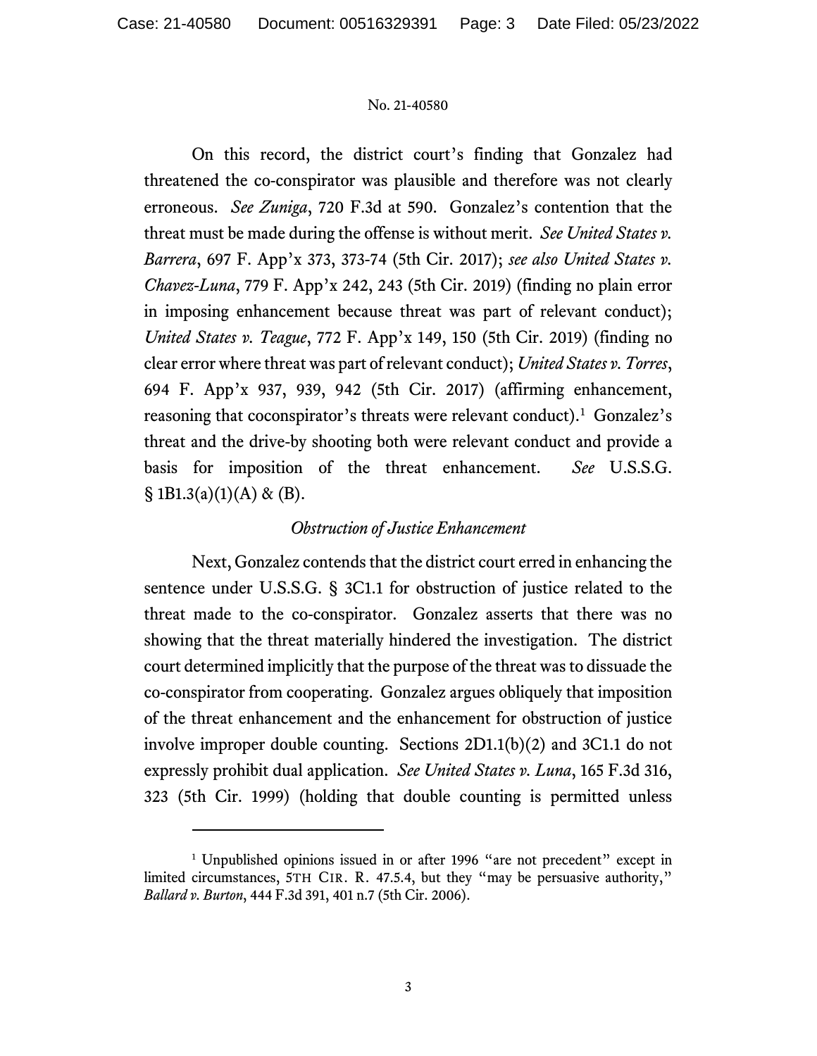On this record, the district court's finding that Gonzalez had threatened the co-conspirator was plausible and therefore was not clearly erroneous. *See Zuniga*, 720 F.3d at 590. Gonzalez's contention that the threat must be made during the offense is without merit. *See United States v. Barrera*, 697 F. App'x 373, 373-74 (5th Cir. 2017); *see also United States v. Chavez-Luna*, 779 F. App'x 242, 243 (5th Cir. 2019) (finding no plain error in imposing enhancement because threat was part of relevant conduct); *United States v. Teague*, 772 F. App'x 149, 150 (5th Cir. 2019) (finding no clear error where threat was part of relevant conduct); *United States v. Torres*, 694 F. App'x 937, 939, 942 (5th Cir. 2017) (affirming enhancement, reasoning that coconspirator's threats were relevant conduct).[1] Gonzalez's threat and the drive-by shooting both were relevant conduct and provide a basis for imposition of the threat enhancement. *See* U.S.S.G. § 1B1.3(a)(1)(A) & (B).

### *Obstruction of Justice Enhancement*

Next, Gonzalez contends that the district court erred in enhancing the sentence under U.S.S.G. § 3C1.1 for obstruction of justice related to the threat made to the co-conspirator. Gonzalez asserts that there was no showing that the threat materially hindered the investigation. The district court determined implicitly that the purpose of the threat was to dissuade the co-conspirator from cooperating. Gonzalez argues obliquely that imposition of the threat enhancement and the enhancement for obstruction of justice involve improper double counting. Sections 2D1.1(b)(2) and 3C1.1 do not expressly prohibit dual application. *See United States v. Luna*, 165 F.3d 316, 323 (5th Cir. 1999) (holding that double counting is permitted unless

---

[1] Unpublished opinions issued in or after 1996 "are not precedent" except in limited circumstances, 5TH CIR. R. 47.5.4, but they "may be persuasive authority," *Ballard v. Burton*, 444 F.3d 391, 401 n.7 (5th Cir. 2006).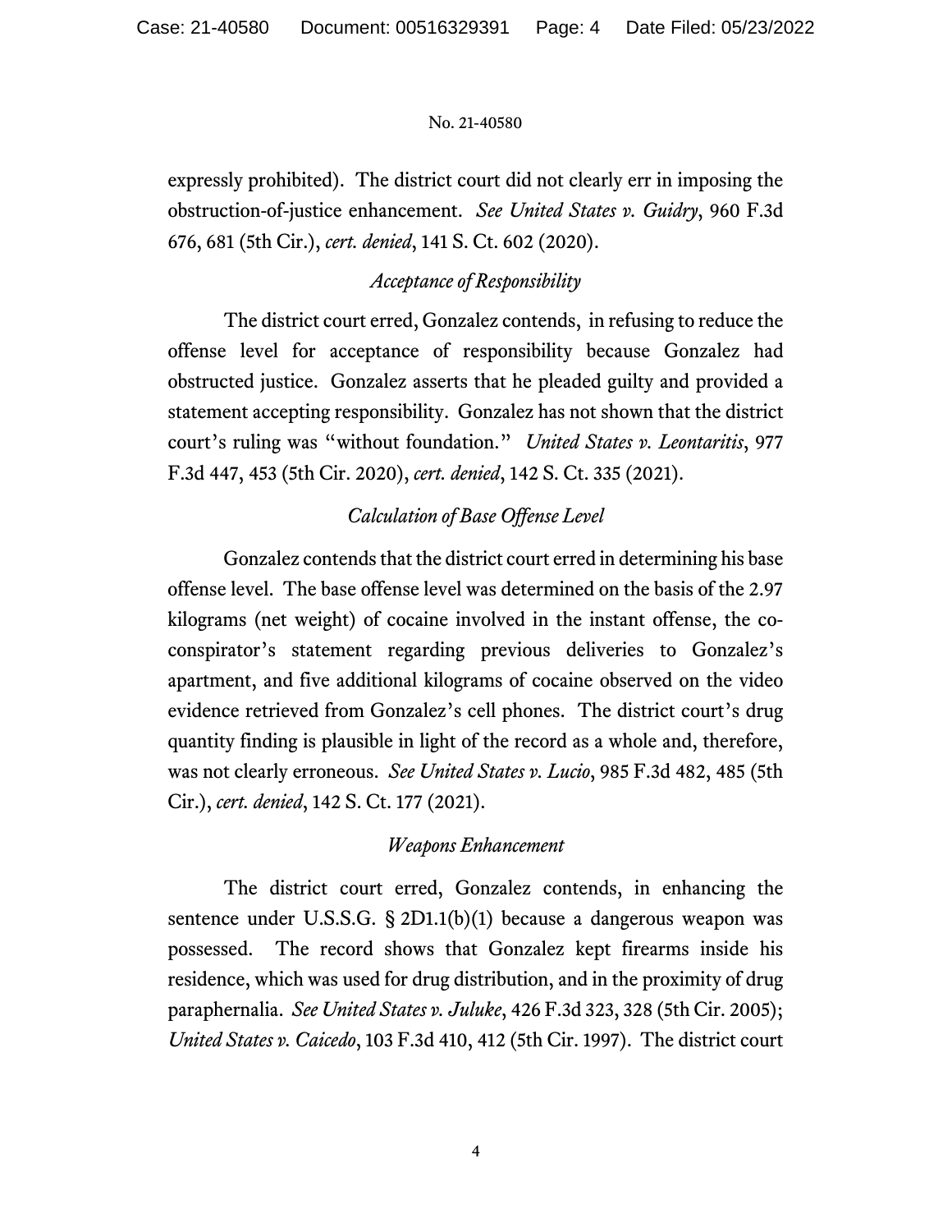expressly prohibited). The district court did not clearly err in imposing the obstruction-of-justice enhancement. *See United States v. Guidry*, 960 F.3d 676, 681 (5th Cir.), *cert. denied*, 141 S. Ct. 602 (2020).

### *Acceptance of Responsibility*

The district court erred, Gonzalez contends, in refusing to reduce the offense level for acceptance of responsibility because Gonzalez had obstructed justice. Gonzalez asserts that he pleaded guilty and provided a statement accepting responsibility. Gonzalez has not shown that the district court's ruling was "without foundation." *United States v. Leontaritis*, 977 F.3d 447, 453 (5th Cir. 2020), *cert. denied*, 142 S. Ct. 335 (2021).

### *Calculation of Base Offense Level*

Gonzalez contends that the district court erred in determining his base offense level. The base offense level was determined on the basis of the 2.97 kilograms (net weight) of cocaine involved in the instant offense, the co-conspirator's statement regarding previous deliveries to Gonzalez's apartment, and five additional kilograms of cocaine observed on the video evidence retrieved from Gonzalez's cell phones. The district court's drug quantity finding is plausible in light of the record as a whole and, therefore, was not clearly erroneous. *See United States v. Lucio*, 985 F.3d 482, 485 (5th Cir.), *cert. denied*, 142 S. Ct. 177 (2021).

### *Weapons Enhancement*

The district court erred, Gonzalez contends, in enhancing the sentence under U.S.S.G. § 2D1.1(b)(1) because a dangerous weapon was possessed. The record shows that Gonzalez kept firearms inside his residence, which was used for drug distribution, and in the proximity of drug paraphernalia. *See United States v. Juluke*, 426 F.3d 323, 328 (5th Cir. 2005); *United States v. Caicedo*, 103 F.3d 410, 412 (5th Cir. 1997). The district court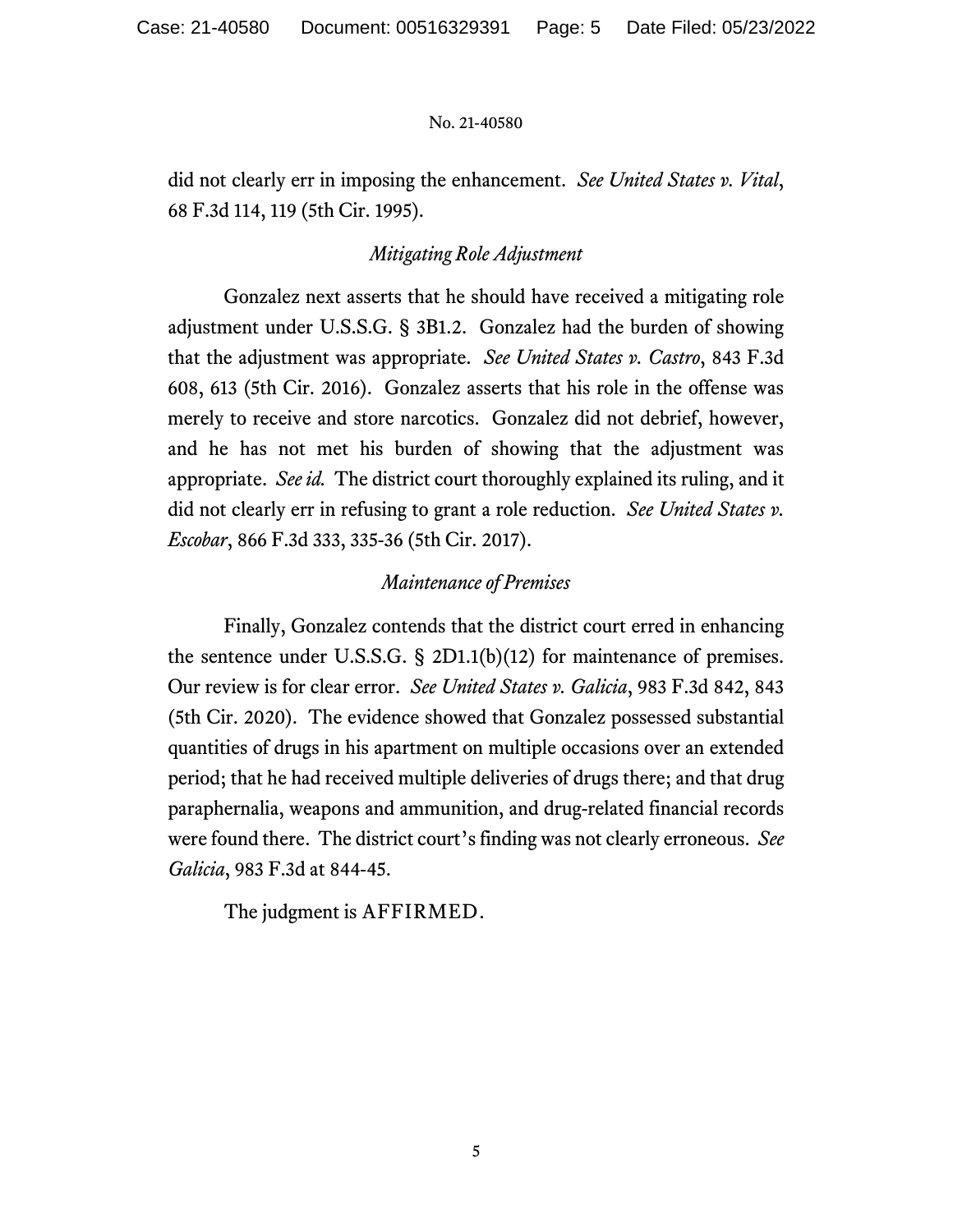did not clearly err in imposing the enhancement. *See United States v. Vital*, 68 F.3d 114, 119 (5th Cir. 1995).

### *Mitigating Role Adjustment*

Gonzalez next asserts that he should have received a mitigating role adjustment under U.S.S.G. § 3B1.2. Gonzalez had the burden of showing that the adjustment was appropriate. *See United States v. Castro*, 843 F.3d 608, 613 (5th Cir. 2016). Gonzalez asserts that his role in the offense was merely to receive and store narcotics. Gonzalez did not debrief, however, and he has not met his burden of showing that the adjustment was appropriate. *See id.* The district court thoroughly explained its ruling, and it did not clearly err in refusing to grant a role reduction. *See United States v. Escobar*, 866 F.3d 333, 335-36 (5th Cir. 2017).

### *Maintenance of Premises*

Finally, Gonzalez contends that the district court erred in enhancing the sentence under U.S.S.G. § 2D1.1(b)(12) for maintenance of premises. Our review is for clear error. *See United States v. Galicia*, 983 F.3d 842, 843 (5th Cir. 2020). The evidence showed that Gonzalez possessed substantial quantities of drugs in his apartment on multiple occasions over an extended period; that he had received multiple deliveries of drugs there; and that drug paraphernalia, weapons and ammunition, and drug-related financial records were found there. The district court's finding was not clearly erroneous. *See Galicia*, 983 F.3d at 844-45.

The judgment is AFFIRMED.